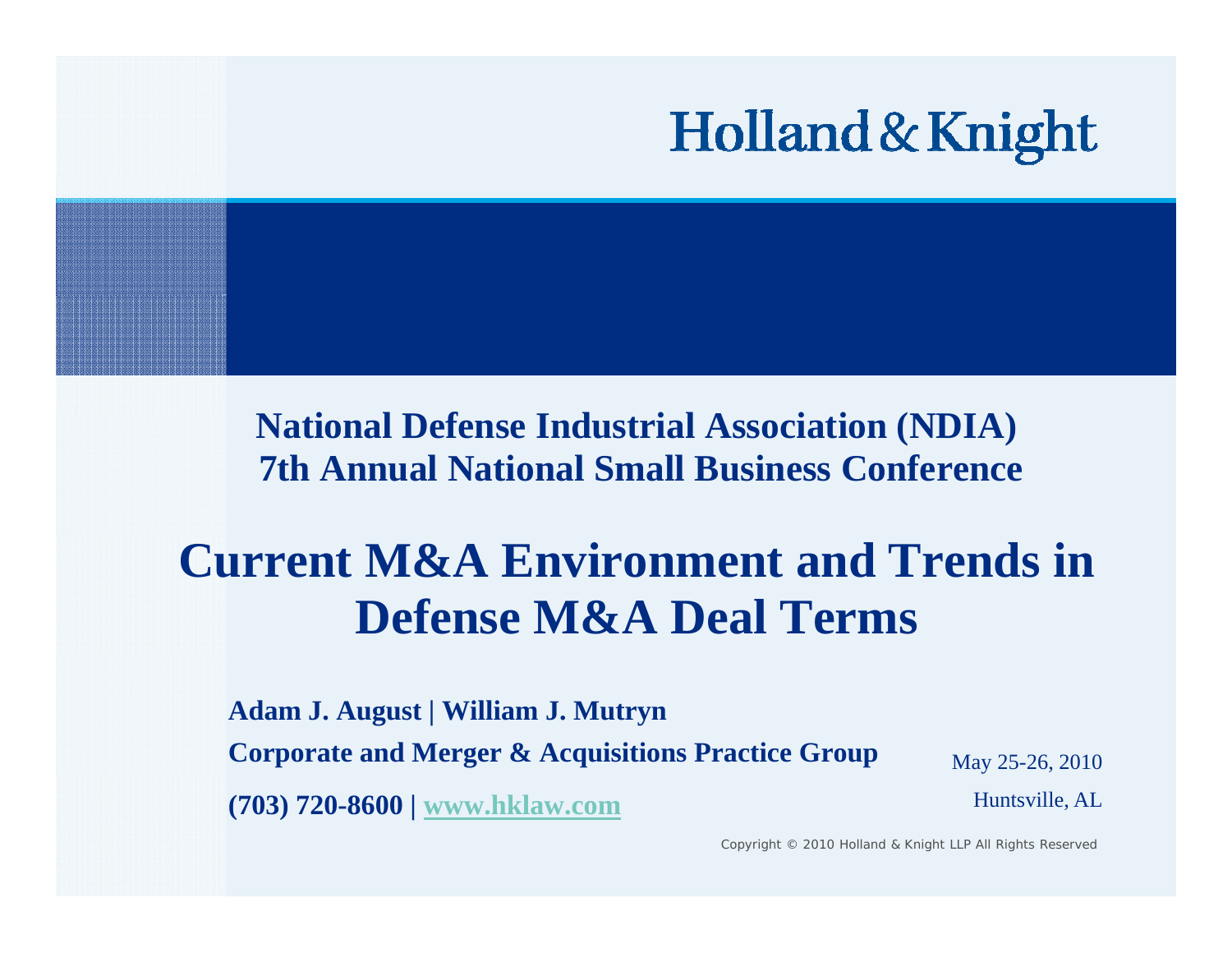Holland & Knight

**National Defense Industrial Association (NDIA)**
**7th Annual National Small Business Conference**

# Current M&A Environment and Trends in Defense M&A Deal Terms

**Adam J. August | William J. Mutryn**

**Corporate and Merger & Acquisitions Practice Group**

**(703) 720-8600 | www.hklaw.com**

May 25-26, 2010

Huntsville, AL

Copyright © 2010 Holland & Knight LLP All Rights Reserved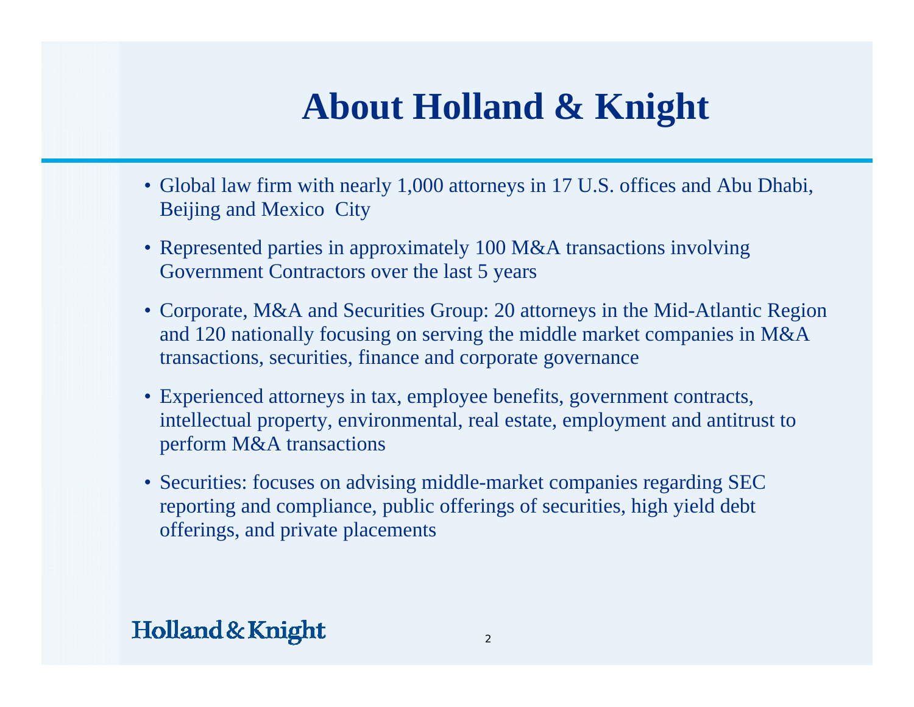# About Holland & Knight

- Global law firm with nearly 1,000 attorneys in 17 U.S. offices and Abu Dhabi, Beijing and Mexico City
- Represented parties in approximately 100 M&A transactions involving Government Contractors over the last 5 years
- Corporate, M&A and Securities Group: 20 attorneys in the Mid-Atlantic Region and 120 nationally focusing on serving the middle market companies in M&A transactions, securities, finance and corporate governance
- Experienced attorneys in tax, employee benefits, government contracts, intellectual property, environmental, real estate, employment and antitrust to perform M&A transactions
- Securities: focuses on advising middle-market companies regarding SEC reporting and compliance, public offerings of securities, high yield debt offerings, and private placements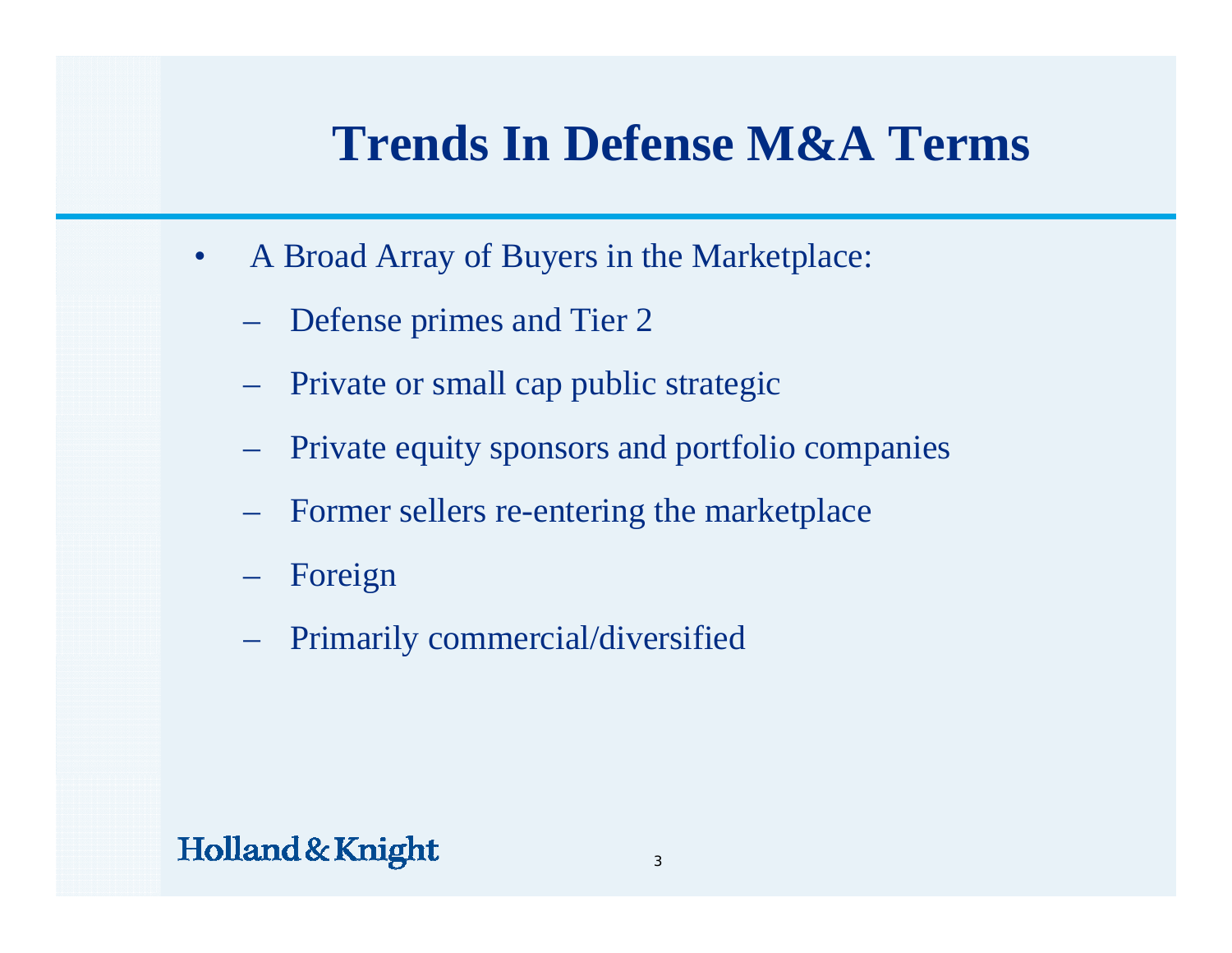# Trends In Defense M&A Terms

- A Broad Array of Buyers in the Marketplace:
  - Defense primes and Tier 2
  - Private or small cap public strategic
  - Private equity sponsors and portfolio companies
  - Former sellers re-entering the marketplace
  - Foreign
  - Primarily commercial/diversified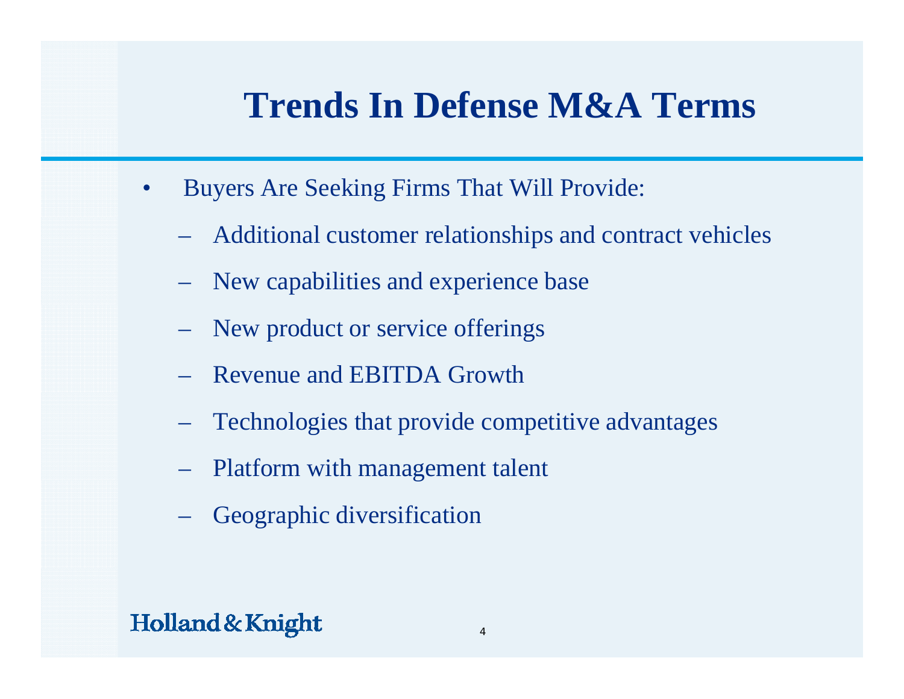# Trends In Defense M&A Terms

- Buyers Are Seeking Firms That Will Provide:
  - Additional customer relationships and contract vehicles
  - New capabilities and experience base
  - New product or service offerings
  - Revenue and EBITDA Growth
  - Technologies that provide competitive advantages
  - Platform with management talent
  - Geographic diversification

Holland & Knight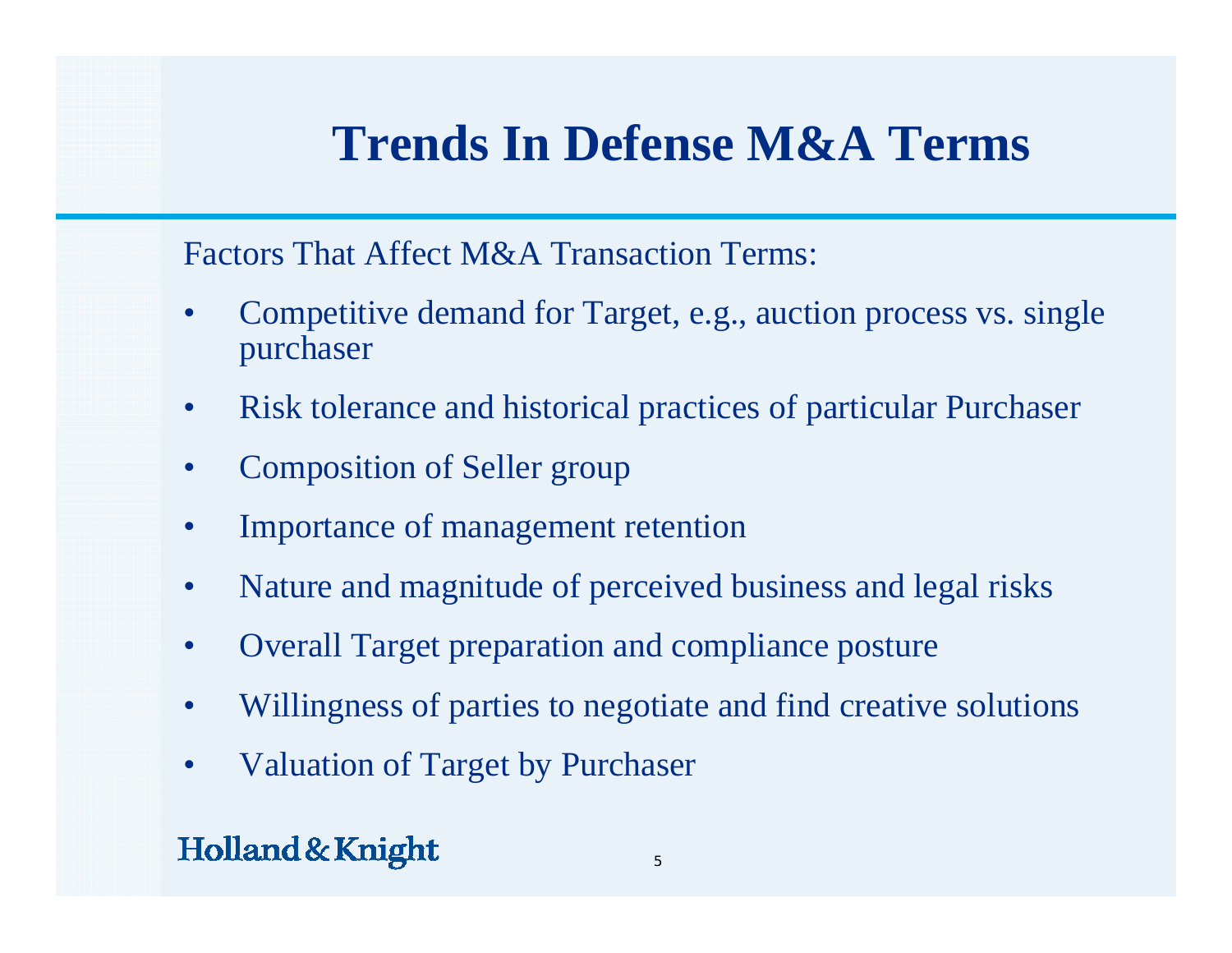# Trends In Defense M&A Terms

Factors That Affect M&A Transaction Terms:

- Competitive demand for Target, e.g., auction process vs. single purchaser
- Risk tolerance and historical practices of particular Purchaser
- Composition of Seller group
- Importance of management retention
- Nature and magnitude of perceived business and legal risks
- Overall Target preparation and compliance posture
- Willingness of parties to negotiate and find creative solutions
- Valuation of Target by Purchaser

Holland & Knight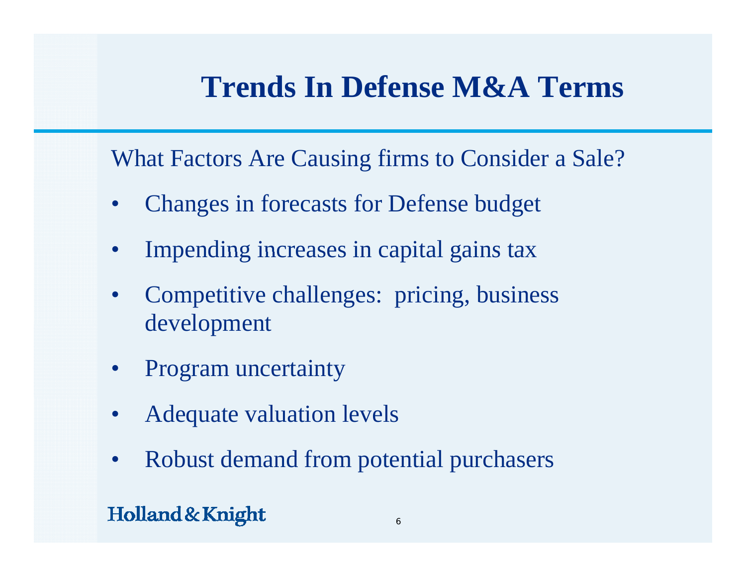# Trends In Defense M&A Terms

What Factors Are Causing firms to Consider a Sale?

- Changes in forecasts for Defense budget
- Impending increases in capital gains tax
- Competitive challenges: pricing, business development
- Program uncertainty
- Adequate valuation levels
- Robust demand from potential purchasers

Holland & Knight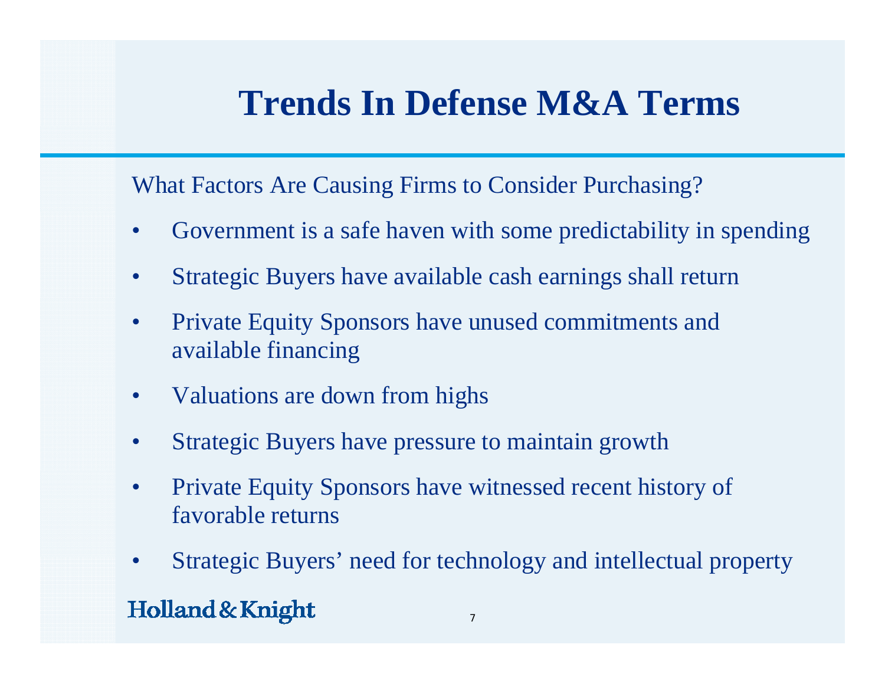# Trends In Defense M&A Terms

What Factors Are Causing Firms to Consider Purchasing?

- Government is a safe haven with some predictability in spending
- Strategic Buyers have available cash earnings shall return
- Private Equity Sponsors have unused commitments and available financing
- Valuations are down from highs
- Strategic Buyers have pressure to maintain growth
- Private Equity Sponsors have witnessed recent history of favorable returns
- Strategic Buyers' need for technology and intellectual property

Holland & Knight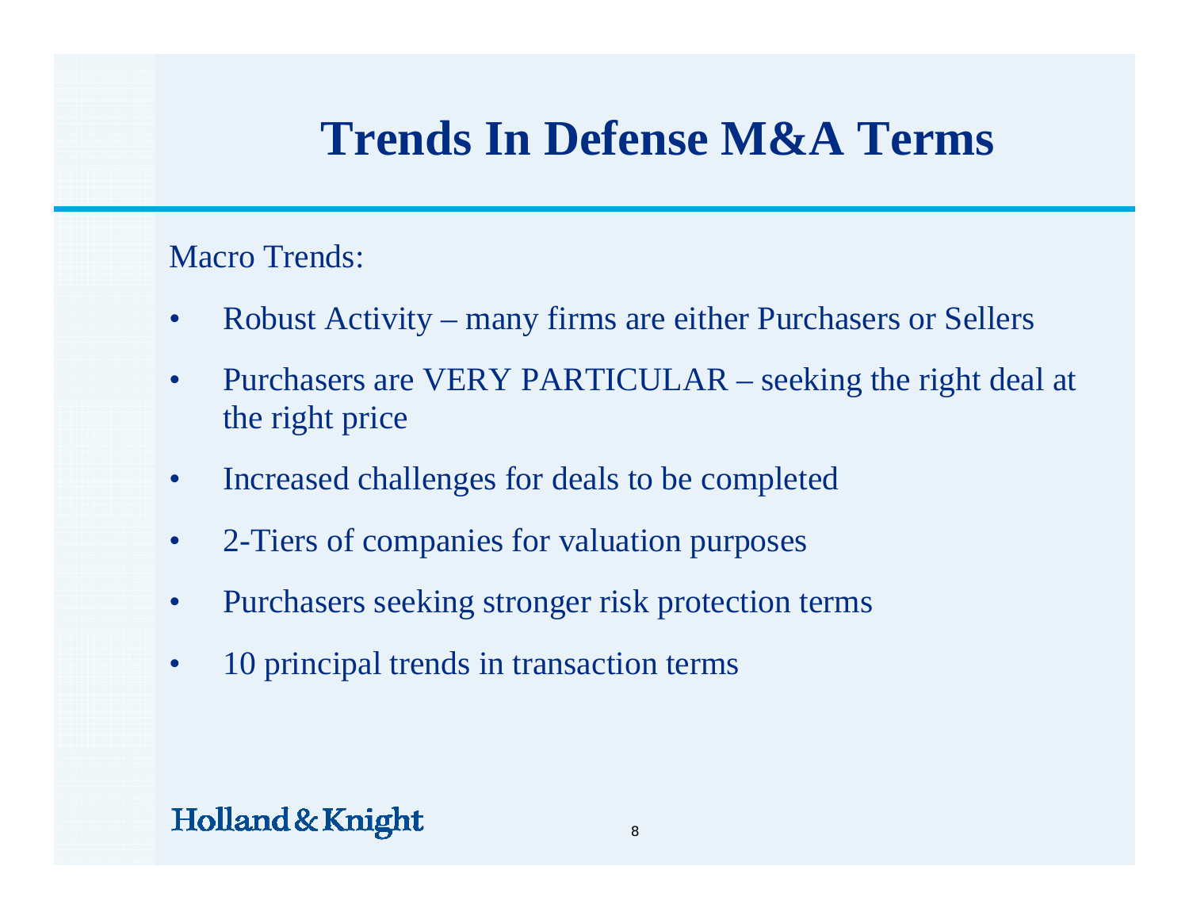# Trends In Defense M&A Terms

Macro Trends:

- Robust Activity – many firms are either Purchasers or Sellers
- Purchasers are VERY PARTICULAR – seeking the right deal at the right price
- Increased challenges for deals to be completed
- 2-Tiers of companies for valuation purposes
- Purchasers seeking stronger risk protection terms
- 10 principal trends in transaction terms

Holland & Knight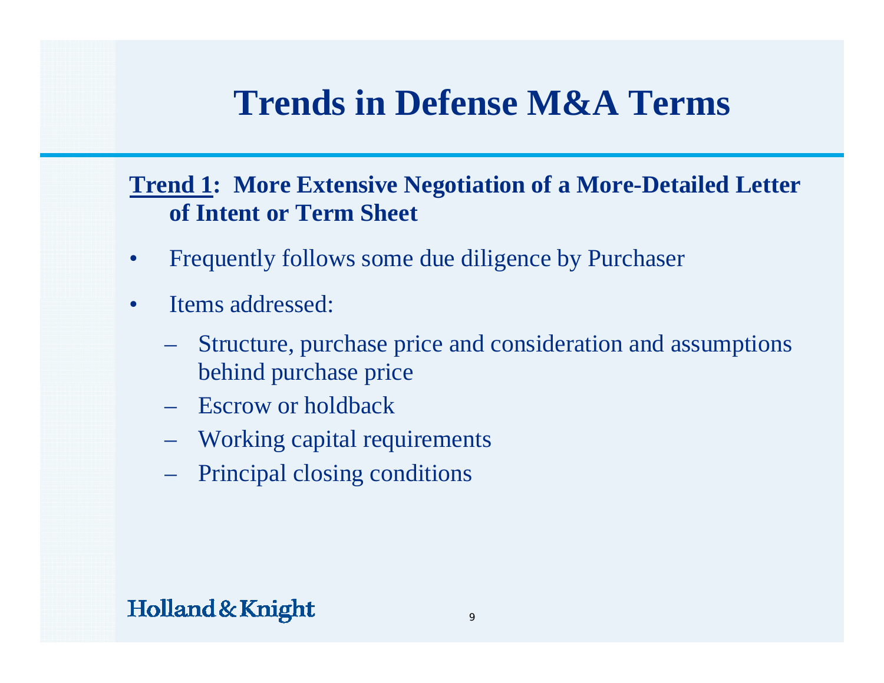# Trends in Defense M&A Terms

**<u>Trend 1</u>: More Extensive Negotiation of a More-Detailed Letter of Intent or Term Sheet**

- Frequently follows some due diligence by Purchaser
- Items addressed:
  - Structure, purchase price and consideration and assumptions behind purchase price
  - Escrow or holdback
  - Working capital requirements
  - Principal closing conditions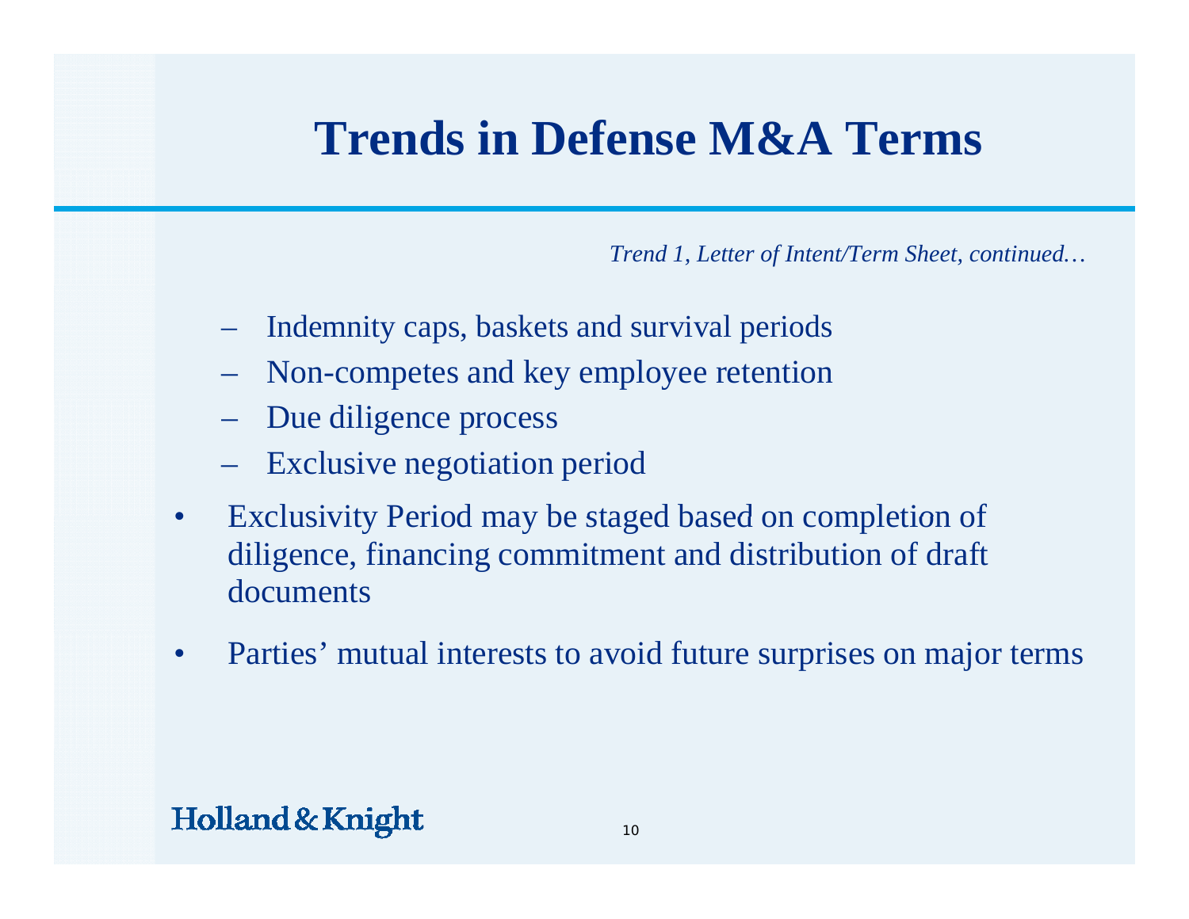# Trends in Defense M&A Terms

*Trend 1, Letter of Intent/Term Sheet, continued…*

- Indemnity caps, baskets and survival periods
- Non-competes and key employee retention
- Due diligence process
- Exclusive negotiation period

- Exclusivity Period may be staged based on completion of diligence, financing commitment and distribution of draft documents
- Parties' mutual interests to avoid future surprises on major terms

Holland & Knight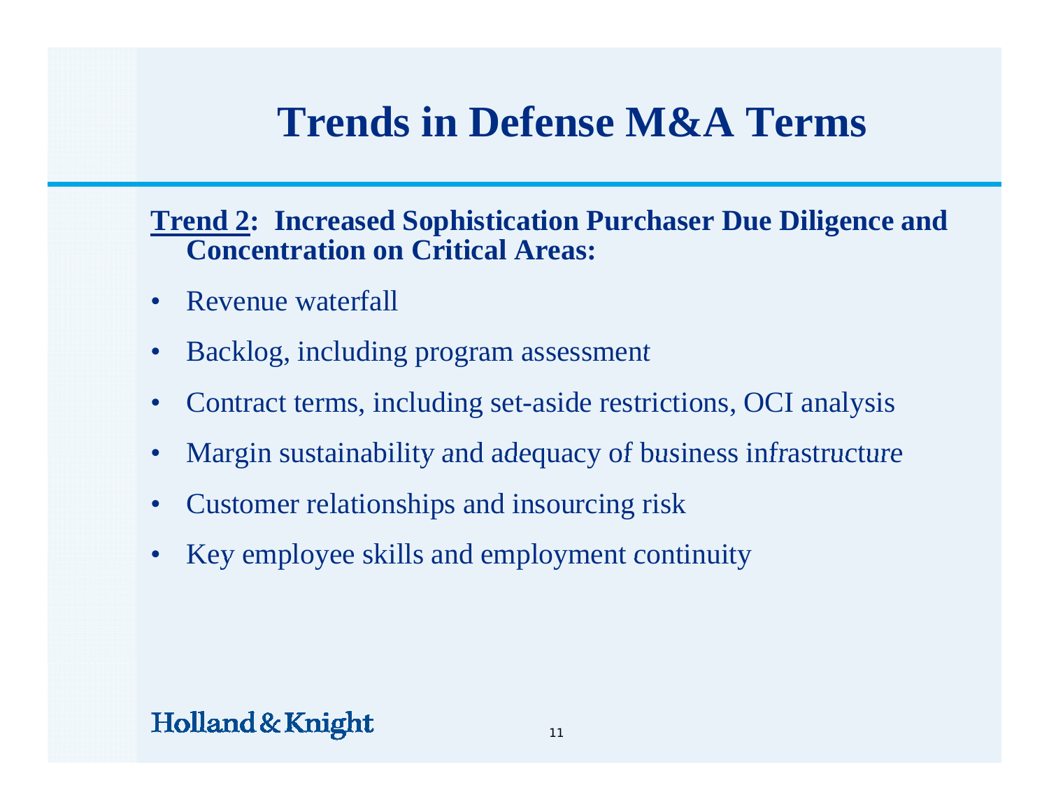# Trends in Defense M&A Terms

**Trend 2: Increased Sophistication Purchaser Due Diligence and Concentration on Critical Areas:**

- Revenue waterfall
- Backlog, including program assessment
- Contract terms, including set-aside restrictions, OCI analysis
- Margin sustainability and adequacy of business infrastructure
- Customer relationships and insourcing risk
- Key employee skills and employment continuity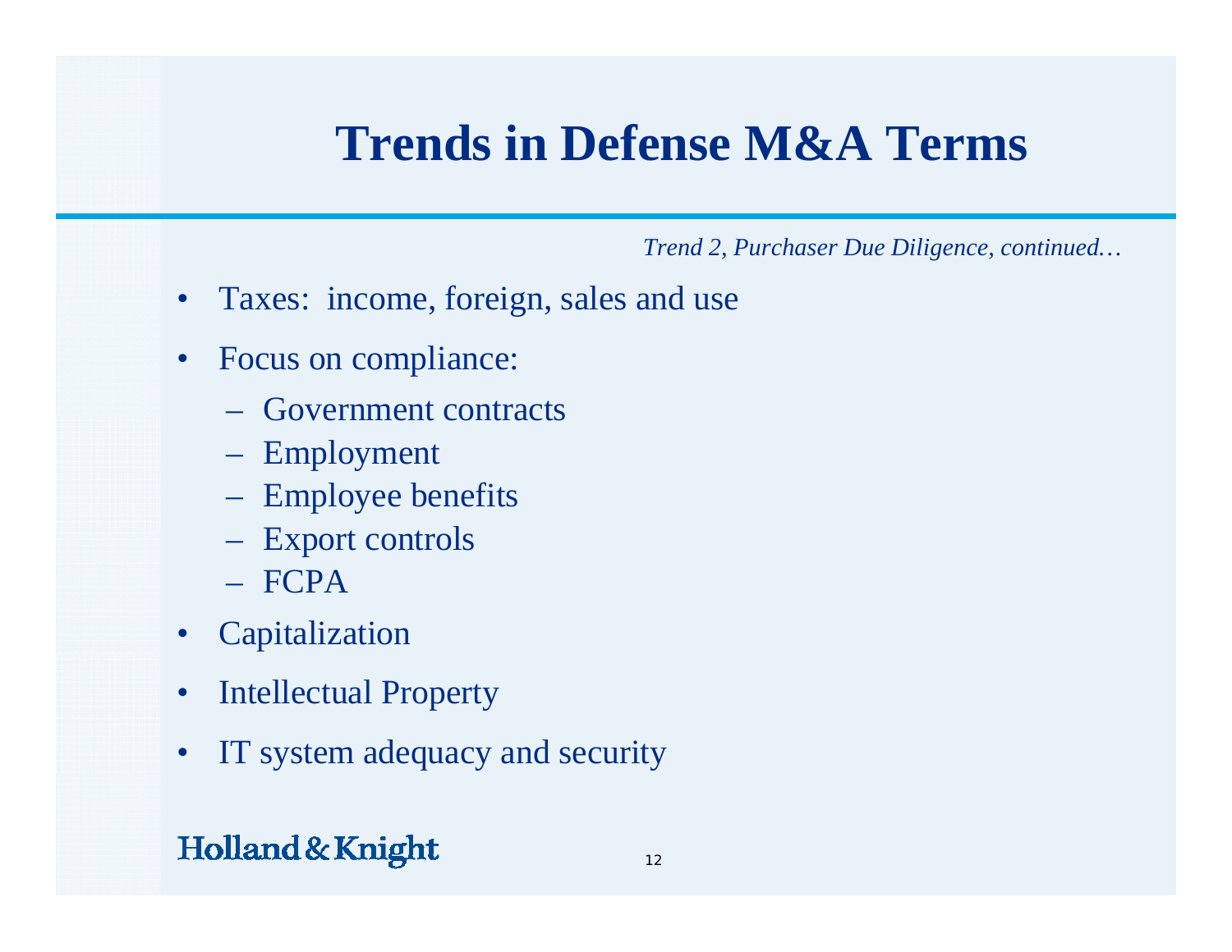# Trends in Defense M&A Terms

*Trend 2, Purchaser Due Diligence, continued…*

- Taxes: income, foreign, sales and use
- Focus on compliance:
  - Government contracts
  - Employment
  - Employee benefits
  - Export controls
  - FCPA
- Capitalization
- Intellectual Property
- IT system adequacy and security

Holland & Knight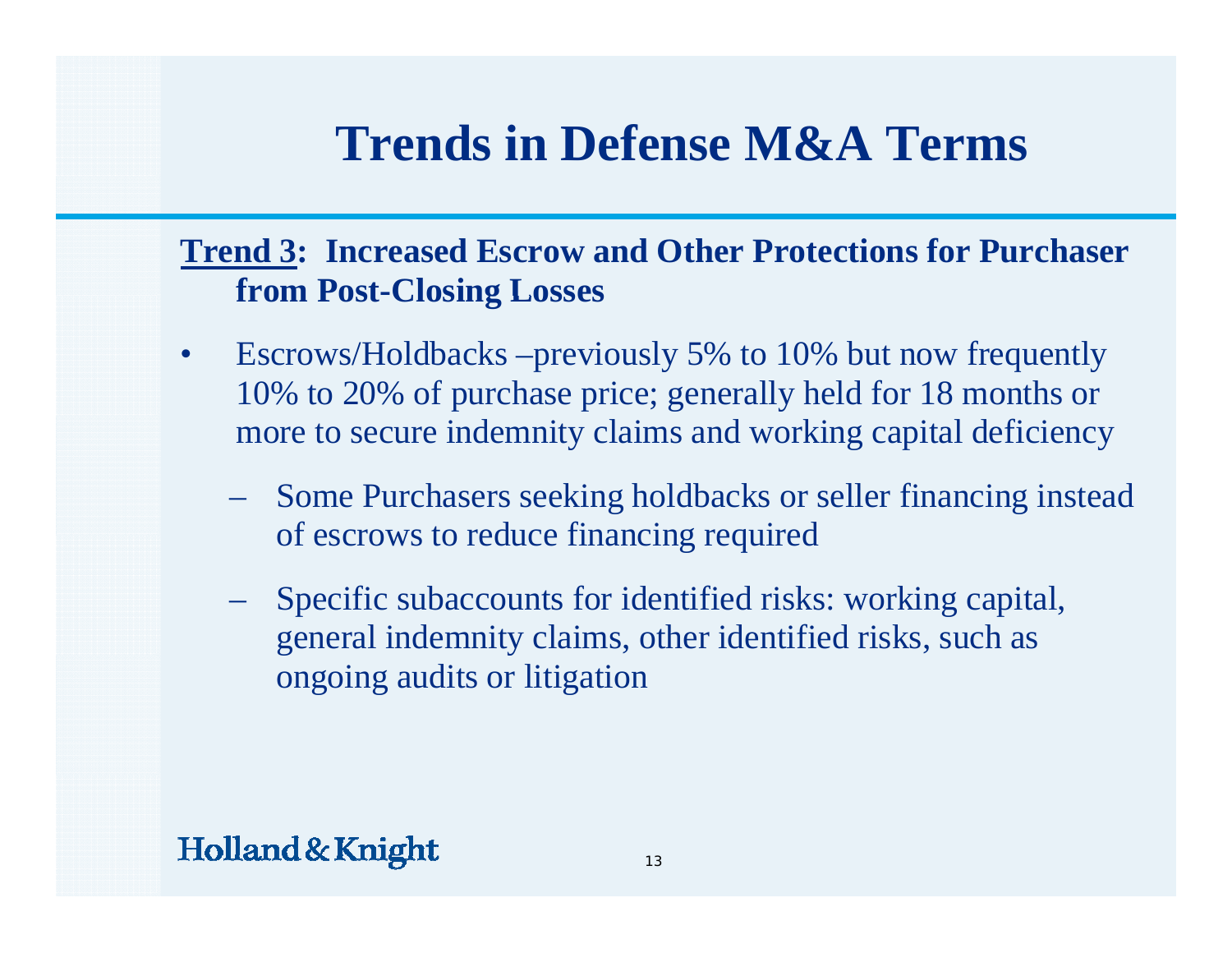# Trends in Defense M&A Terms

**<u>Trend 3</u>: Increased Escrow and Other Protections for Purchaser from Post-Closing Losses**

- Escrows/Holdbacks –previously 5% to 10% but now frequently 10% to 20% of purchase price; generally held for 18 months or more to secure indemnity claims and working capital deficiency
  - Some Purchasers seeking holdbacks or seller financing instead of escrows to reduce financing required
  - Specific subaccounts for identified risks: working capital, general indemnity claims, other identified risks, such as ongoing audits or litigation

Holland & Knight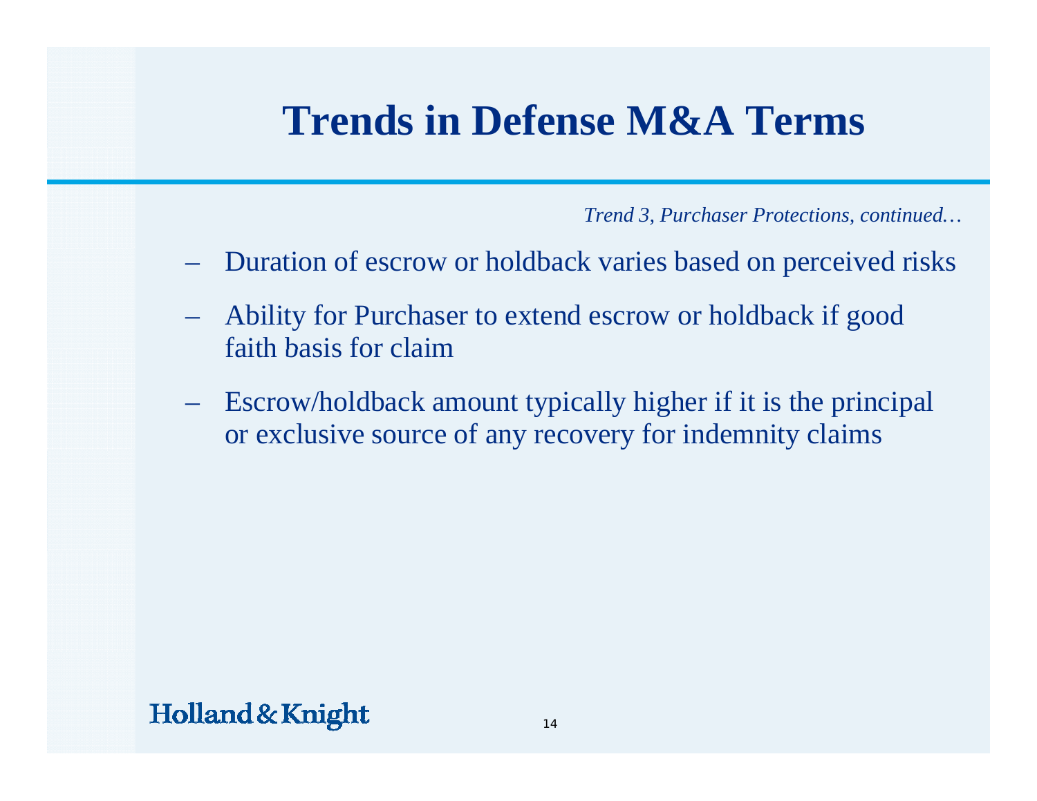# Trends in Defense M&A Terms

*Trend 3, Purchaser Protections, continued…*

- Duration of escrow or holdback varies based on perceived risks
- Ability for Purchaser to extend escrow or holdback if good faith basis for claim
- Escrow/holdback amount typically higher if it is the principal or exclusive source of any recovery for indemnity claims

Holland & Knight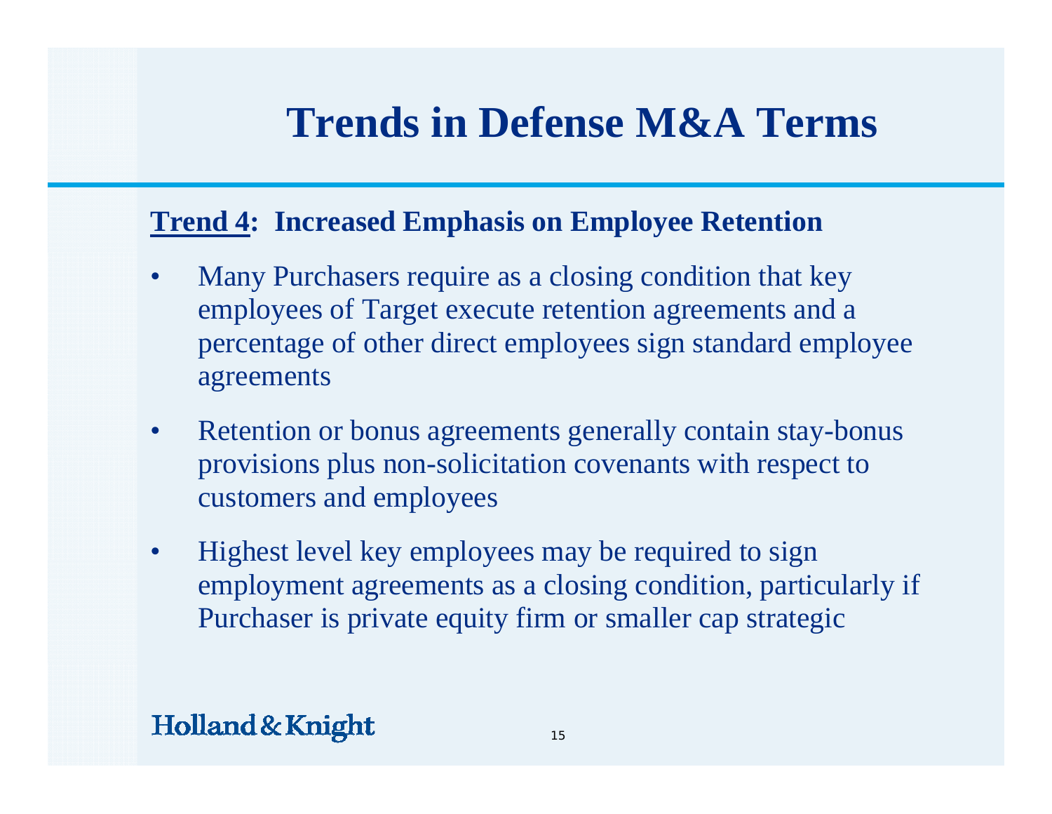# Trends in Defense M&A Terms

**<u>Trend 4</u>: Increased Emphasis on Employee Retention**

- Many Purchasers require as a closing condition that key employees of Target execute retention agreements and a percentage of other direct employees sign standard employee agreements
- Retention or bonus agreements generally contain stay-bonus provisions plus non-solicitation covenants with respect to customers and employees
- Highest level key employees may be required to sign employment agreements as a closing condition, particularly if Purchaser is private equity firm or smaller cap strategic

Holland & Knight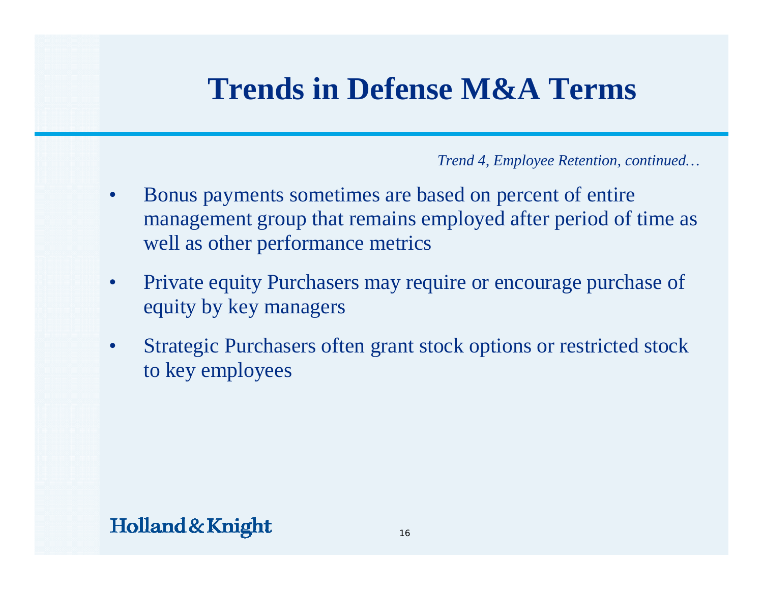# Trends in Defense M&A Terms

*Trend 4, Employee Retention, continued…*

- Bonus payments sometimes are based on percent of entire management group that remains employed after period of time as well as other performance metrics
- Private equity Purchasers may require or encourage purchase of equity by key managers
- Strategic Purchasers often grant stock options or restricted stock to key employees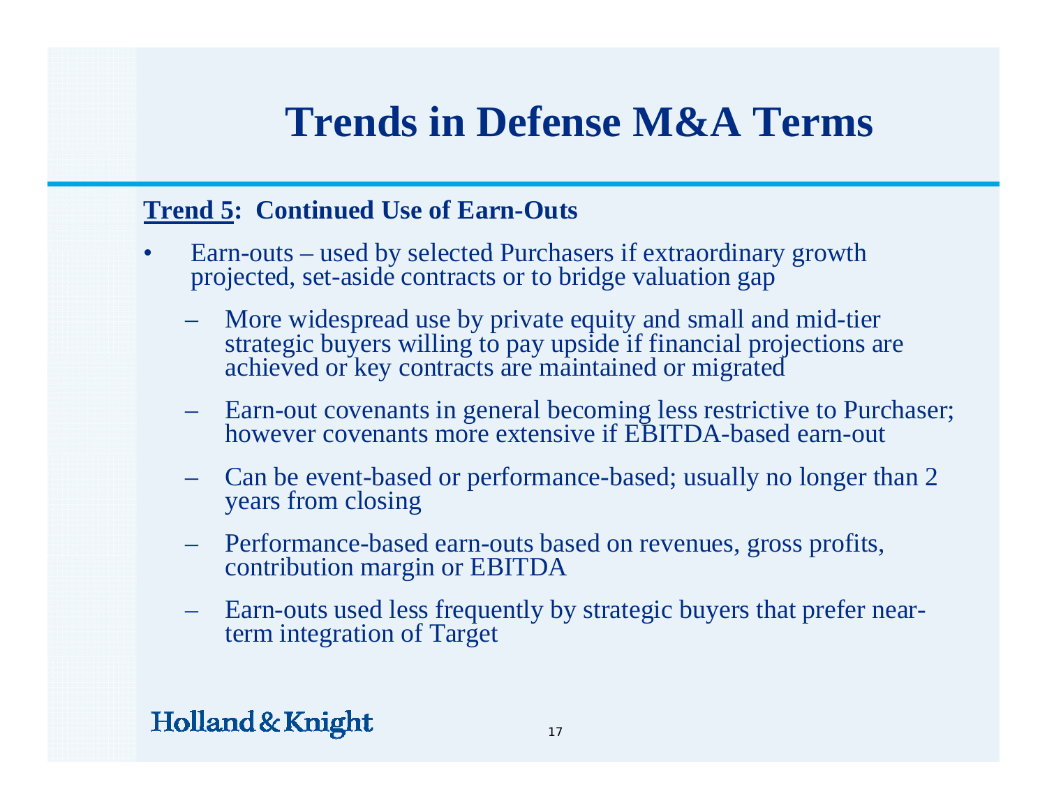# Trends in Defense M&A Terms

**<u>Trend 5</u>: Continued Use of Earn-Outs**

- Earn-outs – used by selected Purchasers if extraordinary growth projected, set-aside contracts or to bridge valuation gap
  - More widespread use by private equity and small and mid-tier strategic buyers willing to pay upside if financial projections are achieved or key contracts are maintained or migrated
  - Earn-out covenants in general becoming less restrictive to Purchaser; however covenants more extensive if EBITDA-based earn-out
  - Can be event-based or performance-based; usually no longer than 2 years from closing
  - Performance-based earn-outs based on revenues, gross profits, contribution margin or EBITDA
  - Earn-outs used less frequently by strategic buyers that prefer near-term integration of Target

Holland & Knight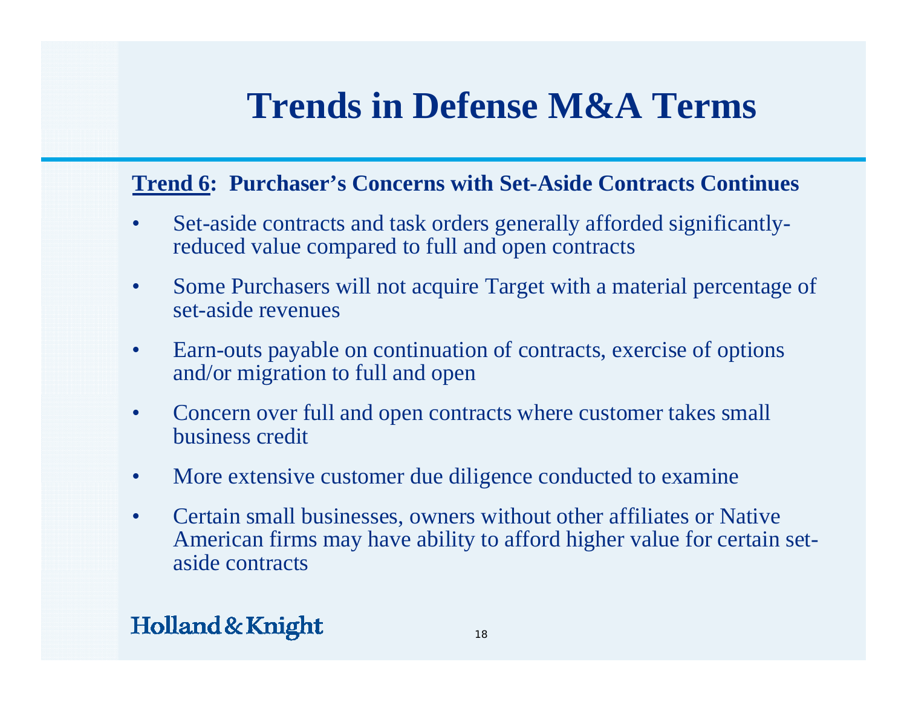# Trends in Defense M&A Terms

**<u>Trend 6</u>: Purchaser's Concerns with Set-Aside Contracts Continues**

- Set-aside contracts and task orders generally afforded significantly-reduced value compared to full and open contracts
- Some Purchasers will not acquire Target with a material percentage of set-aside revenues
- Earn-outs payable on continuation of contracts, exercise of options and/or migration to full and open
- Concern over full and open contracts where customer takes small business credit
- More extensive customer due diligence conducted to examine
- Certain small businesses, owners without other affiliates or Native American firms may have ability to afford higher value for certain set-aside contracts

Holland & Knight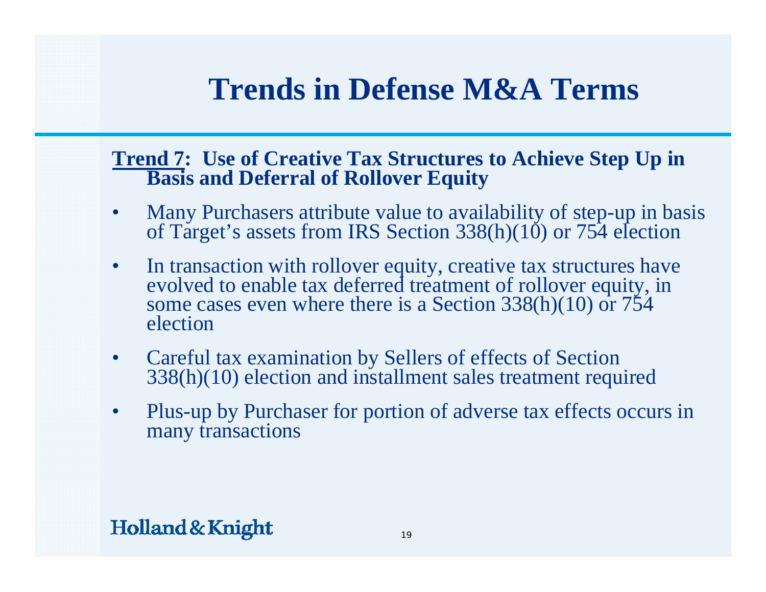# Trends in Defense M&A Terms

**Trend 7: Use of Creative Tax Structures to Achieve Step Up in Basis and Deferral of Rollover Equity**

- Many Purchasers attribute value to availability of step-up in basis of Target's assets from IRS Section 338(h)(10) or 754 election
- In transaction with rollover equity, creative tax structures have evolved to enable tax deferred treatment of rollover equity, in some cases even where there is a Section 338(h)(10) or 754 election
- Careful tax examination by Sellers of effects of Section 338(h)(10) election and installment sales treatment required
- Plus-up by Purchaser for portion of adverse tax effects occurs in many transactions

Holland & Knight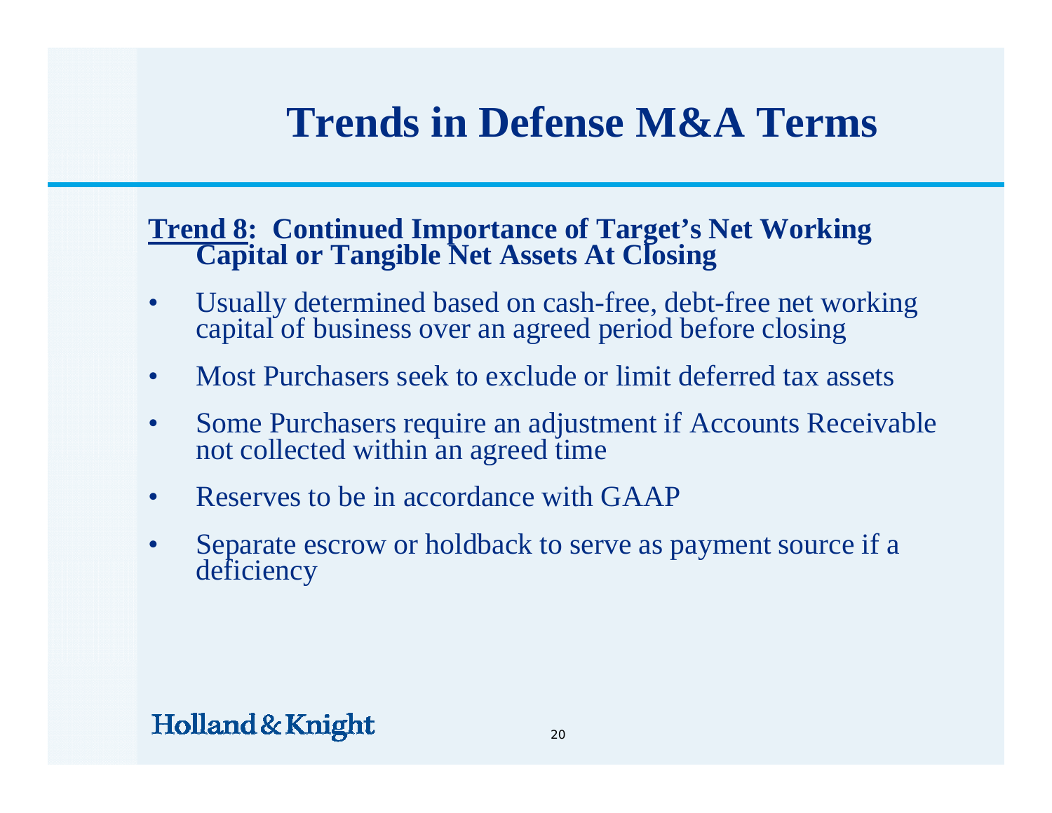# Trends in Defense M&A Terms

**<u>Trend 8</u>: Continued Importance of Target's Net Working Capital or Tangible Net Assets At Closing**

- Usually determined based on cash-free, debt-free net working capital of business over an agreed period before closing
- Most Purchasers seek to exclude or limit deferred tax assets
- Some Purchasers require an adjustment if Accounts Receivable not collected within an agreed time
- Reserves to be in accordance with GAAP
- Separate escrow or holdback to serve as payment source if a deficiency

Holland & Knight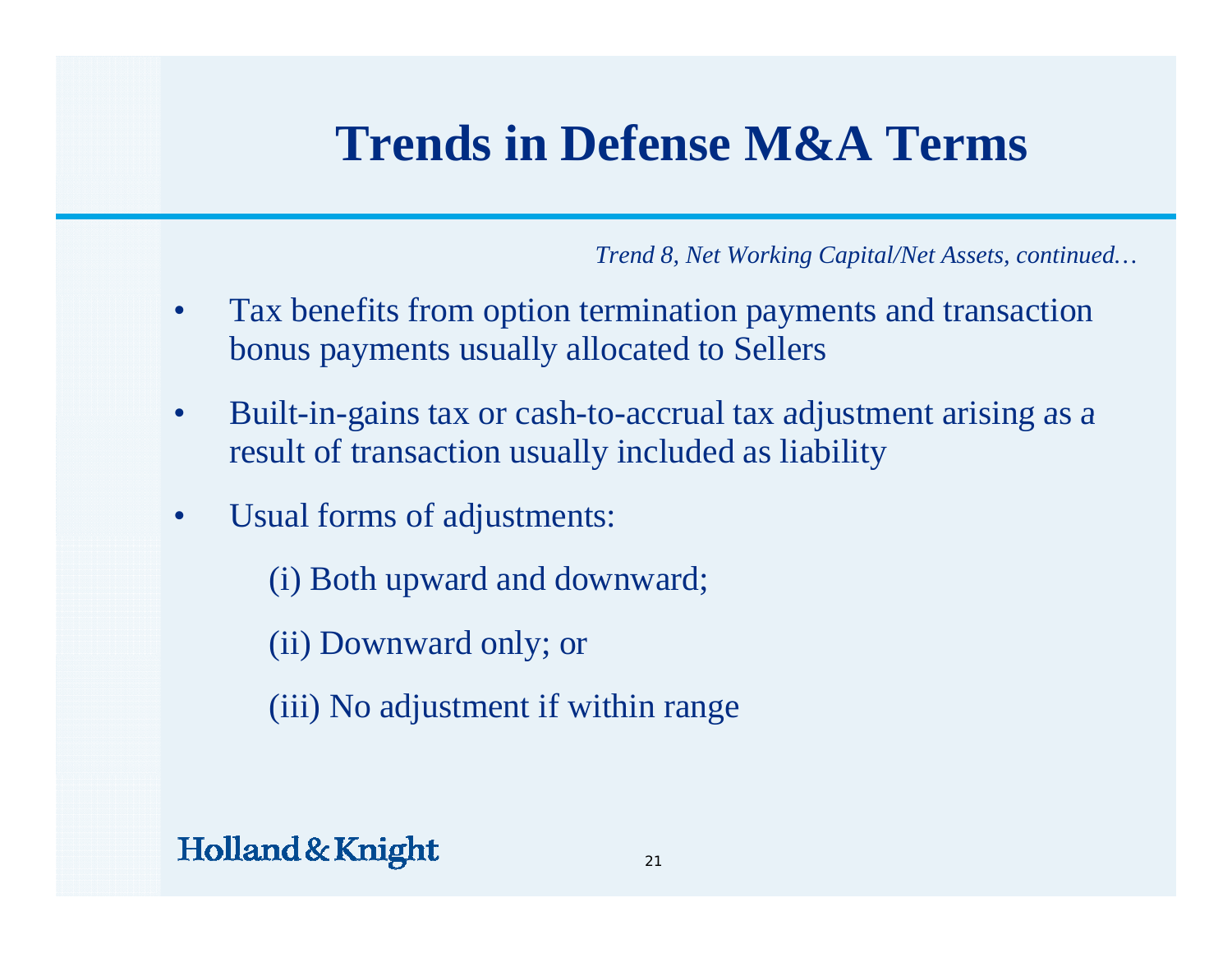# Trends in Defense M&A Terms

*Trend 8, Net Working Capital/Net Assets, continued…*

- Tax benefits from option termination payments and transaction bonus payments usually allocated to Sellers
- Built-in-gains tax or cash-to-accrual tax adjustment arising as a result of transaction usually included as liability
- Usual forms of adjustments:

  (i) Both upward and downward;

  (ii) Downward only; or

  (iii) No adjustment if within range

Holland & Knight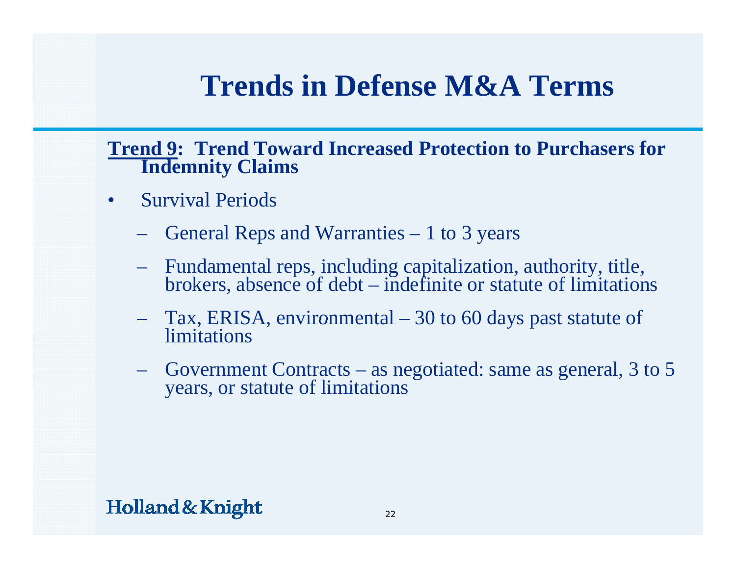# Trends in Defense M&A Terms

**Trend 9: Trend Toward Increased Protection to Purchasers for Indemnity Claims**

- Survival Periods
  - General Reps and Warranties – 1 to 3 years
  - Fundamental reps, including capitalization, authority, title, brokers, absence of debt – indefinite or statute of limitations
  - Tax, ERISA, environmental – 30 to 60 days past statute of limitations
  - Government Contracts – as negotiated: same as general, 3 to 5 years, or statute of limitations

Holland & Knight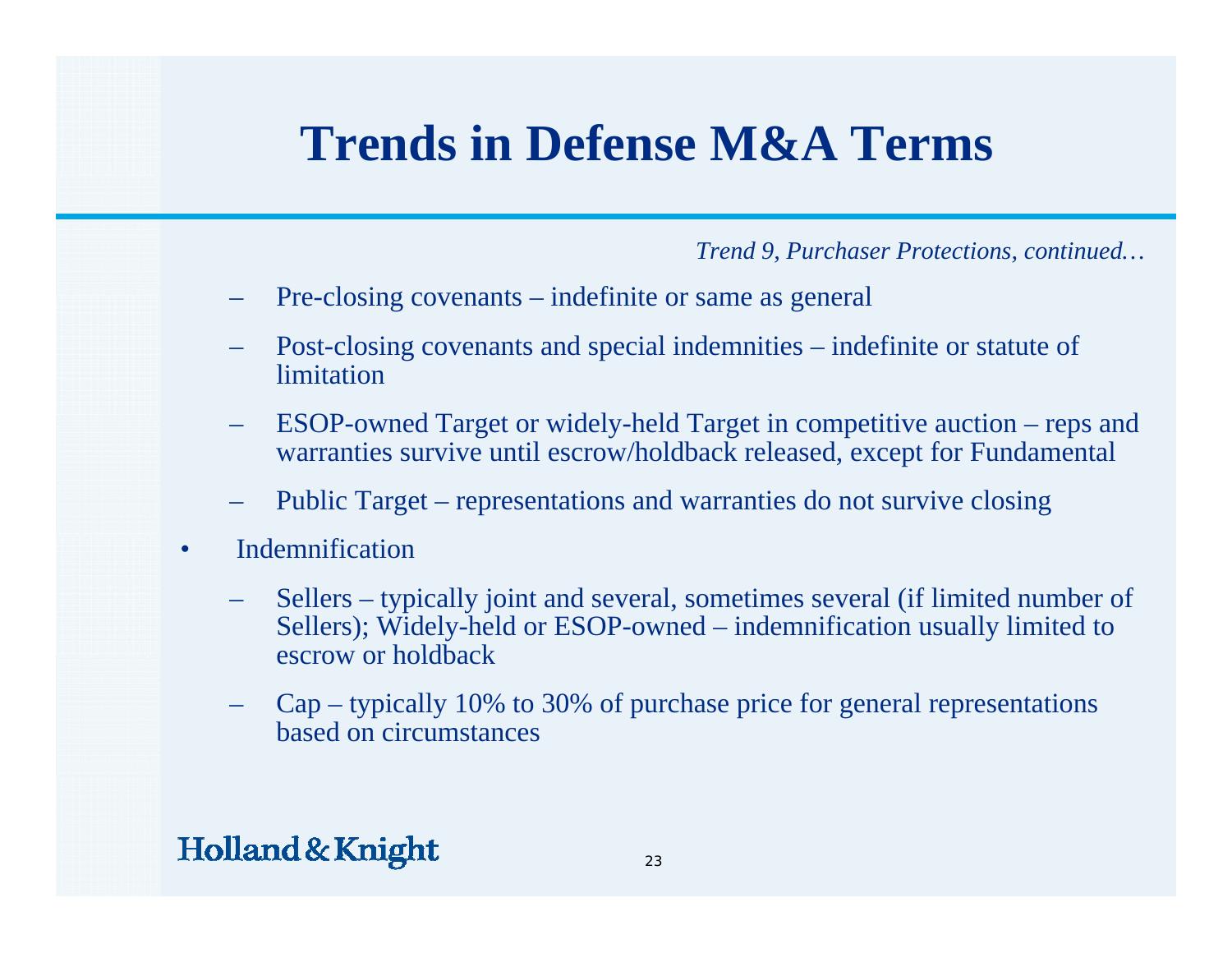# Trends in Defense M&A Terms

*Trend 9, Purchaser Protections, continued…*

- Pre-closing covenants – indefinite or same as general
- Post-closing covenants and special indemnities – indefinite or statute of limitation
- ESOP-owned Target or widely-held Target in competitive auction – reps and warranties survive until escrow/holdback released, except for Fundamental
- Public Target – representations and warranties do not survive closing

- Indemnification
  - Sellers – typically joint and several, sometimes several (if limited number of Sellers); Widely-held or ESOP-owned – indemnification usually limited to escrow or holdback
  - Cap – typically 10% to 30% of purchase price for general representations based on circumstances

Holland & Knight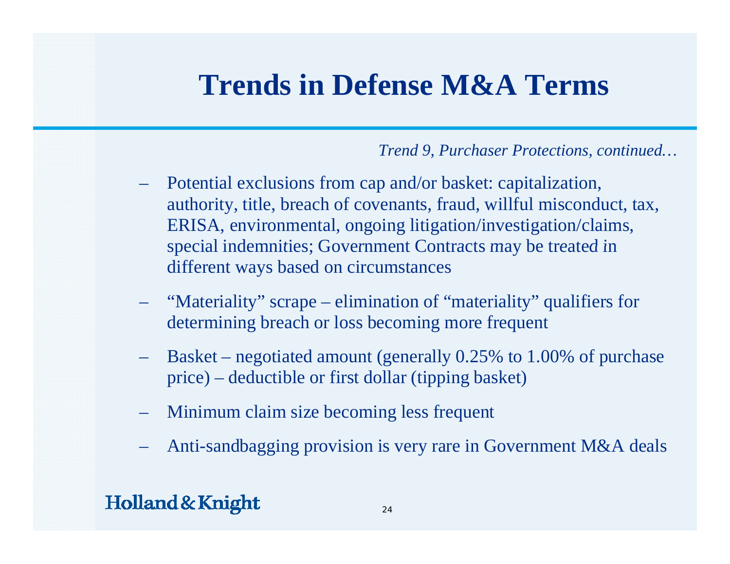# Trends in Defense M&A Terms

*Trend 9, Purchaser Protections, continued…*

- Potential exclusions from cap and/or basket: capitalization, authority, title, breach of covenants, fraud, willful misconduct, tax, ERISA, environmental, ongoing litigation/investigation/claims, special indemnities; Government Contracts may be treated in different ways based on circumstances
- "Materiality" scrape – elimination of "materiality" qualifiers for determining breach or loss becoming more frequent
- Basket – negotiated amount (generally 0.25% to 1.00% of purchase price) – deductible or first dollar (tipping basket)
- Minimum claim size becoming less frequent
- Anti-sandbagging provision is very rare in Government M&A deals

Holland & Knight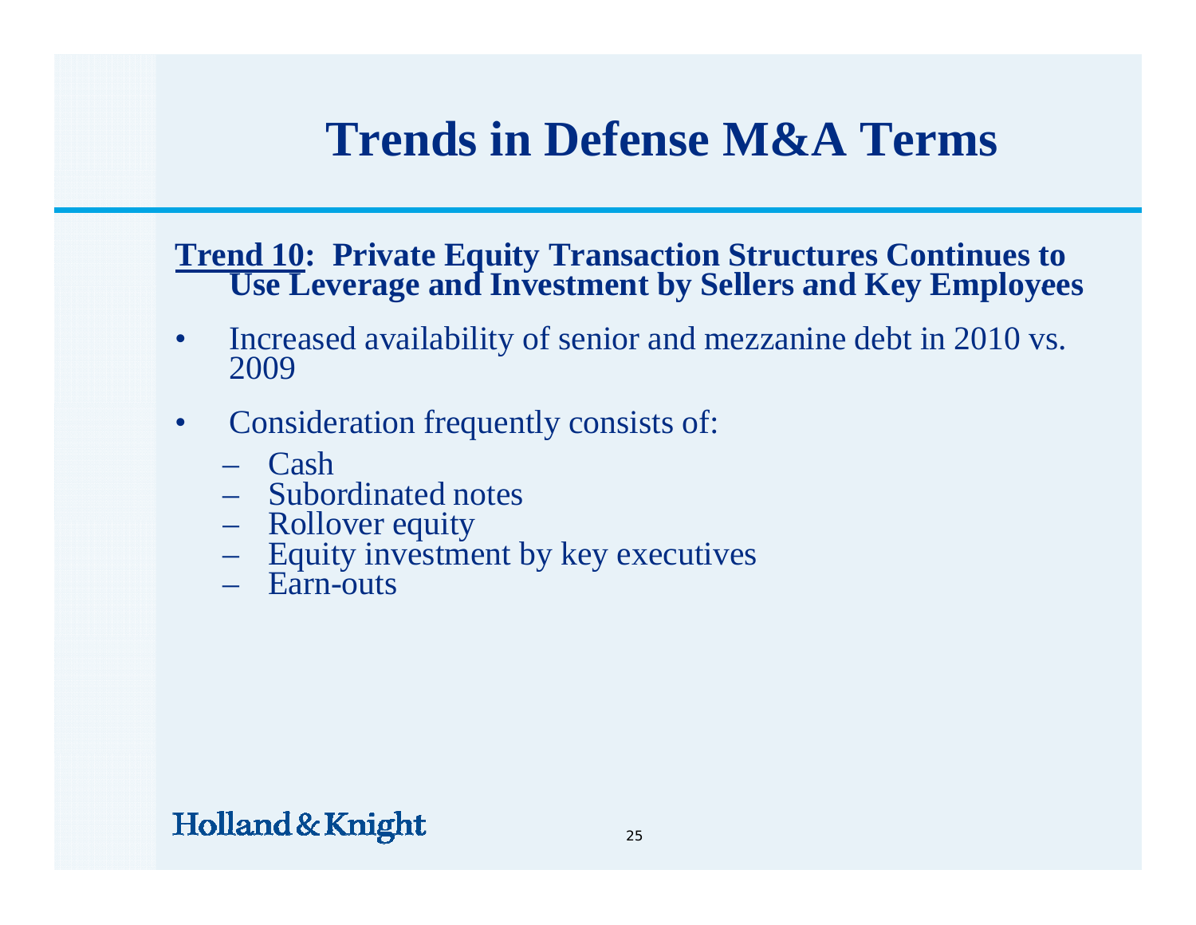# Trends in Defense M&A Terms

**Trend 10: Private Equity Transaction Structures Continues to Use Leverage and Investment by Sellers and Key Employees**

- Increased availability of senior and mezzanine debt in 2010 vs. 2009
- Consideration frequently consists of:
  - Cash
  - Subordinated notes
  - Rollover equity
  - Equity investment by key executives
  - Earn-outs

Holland & Knight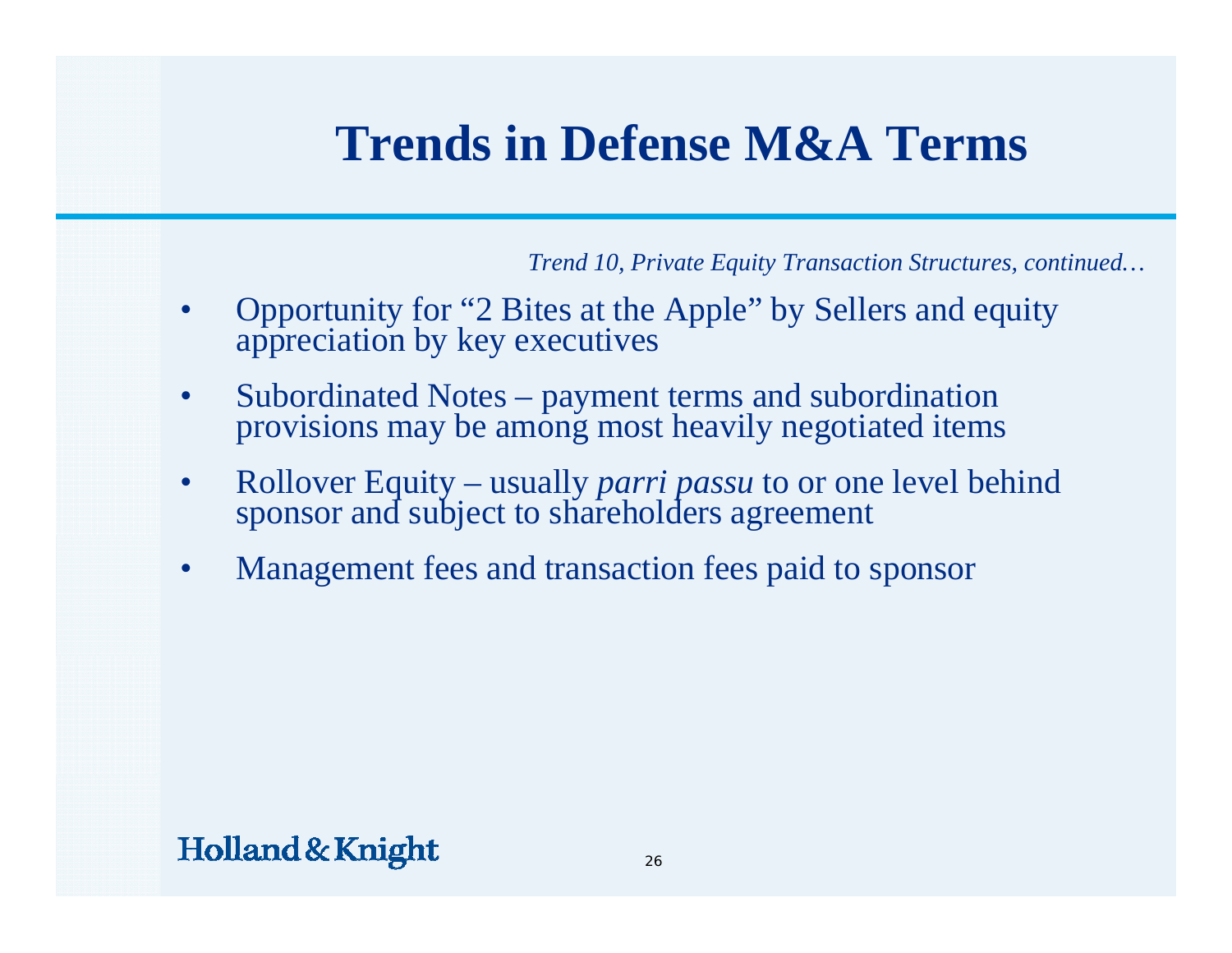# Trends in Defense M&A Terms

*Trend 10, Private Equity Transaction Structures, continued…*

- Opportunity for "2 Bites at the Apple" by Sellers and equity appreciation by key executives
- Subordinated Notes – payment terms and subordination provisions may be among most heavily negotiated items
- Rollover Equity – usually *parri passu* to or one level behind sponsor and subject to shareholders agreement
- Management fees and transaction fees paid to sponsor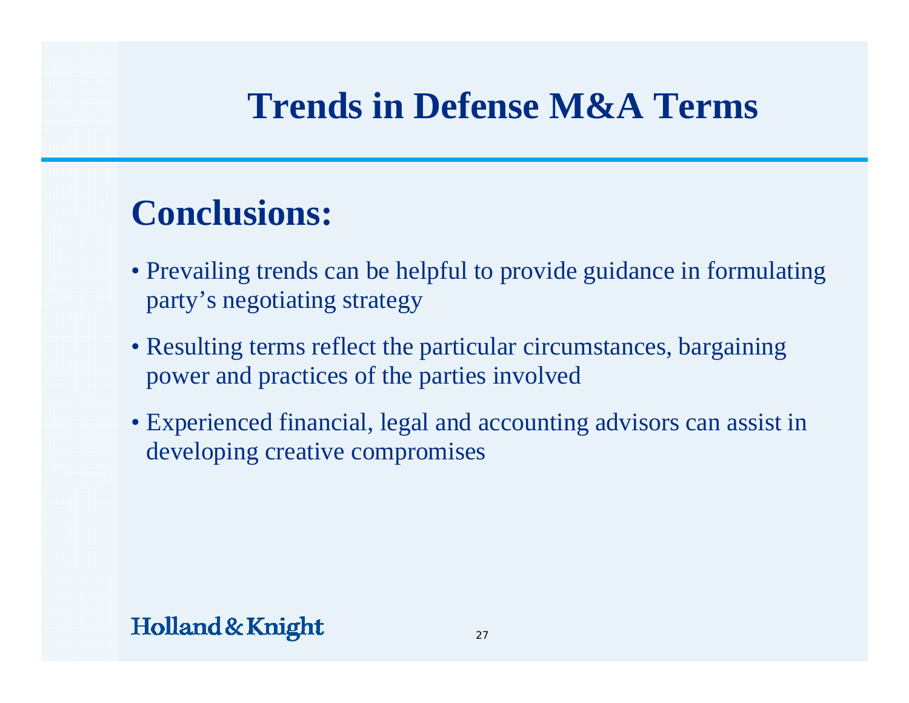# Trends in Defense M&A Terms

## Conclusions:

- Prevailing trends can be helpful to provide guidance in formulating party's negotiating strategy
- Resulting terms reflect the particular circumstances, bargaining power and practices of the parties involved
- Experienced financial, legal and accounting advisors can assist in developing creative compromises

Holland & Knight